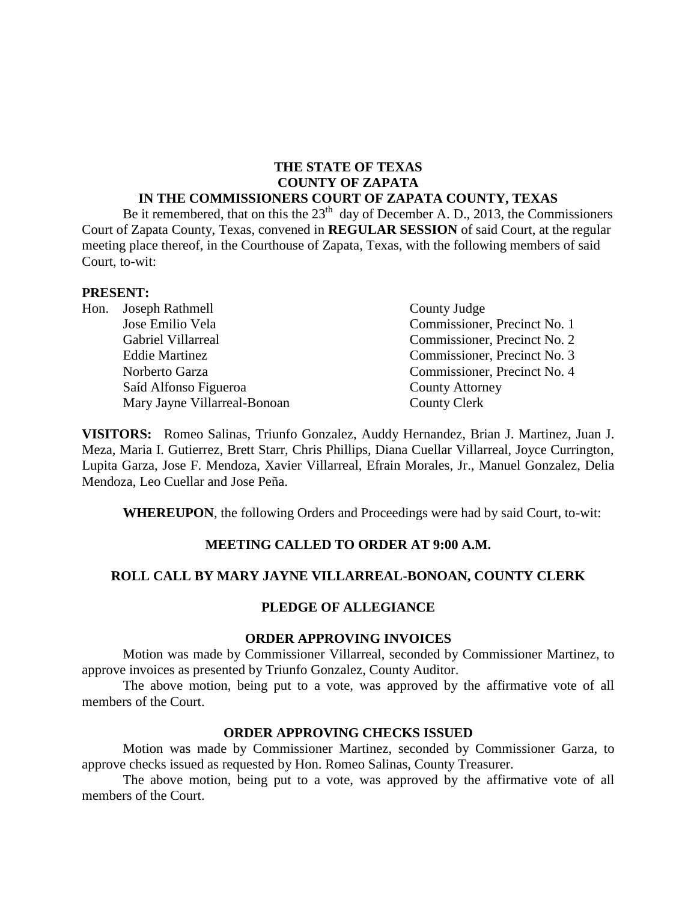**THE STATE OF TEXAS**
**COUNTY OF ZAPATA**
**IN THE COMMISSIONERS COURT OF ZAPATA COUNTY, TEXAS**

Be it remembered, that on this the 23th day of December A. D., 2013, the Commissioners Court of Zapata County, Texas, convened in **REGULAR SESSION** of said Court, at the regular meeting place thereof, in the Courthouse of Zapata, Texas, with the following members of said Court, to-wit:

**PRESENT:**

| | | |
|---|---|---|
| Hon. | Joseph Rathmell | County Judge |
| | Jose Emilio Vela | Commissioner, Precinct No. 1 |
| | Gabriel Villarreal | Commissioner, Precinct No. 2 |
| | Eddie Martinez | Commissioner, Precinct No. 3 |
| | Norberto Garza | Commissioner, Precinct No. 4 |
| | Saíd Alfonso Figueroa | County Attorney |
| | Mary Jayne Villarreal-Bonoan | County Clerk |

**VISITORS:** Romeo Salinas, Triunfo Gonzalez, Auddy Hernandez, Brian J. Martinez, Juan J. Meza, Maria I. Gutierrez, Brett Starr, Chris Phillips, Diana Cuellar Villarreal, Joyce Currington, Lupita Garza, Jose F. Mendoza, Xavier Villarreal, Efrain Morales, Jr., Manuel Gonzalez, Delia Mendoza, Leo Cuellar and Jose Peña.

**WHEREUPON**, the following Orders and Proceedings were had by said Court, to-wit:

**MEETING CALLED TO ORDER AT 9:00 A.M.**

**ROLL CALL BY MARY JAYNE VILLARREAL-BONOAN, COUNTY CLERK**

**PLEDGE OF ALLEGIANCE**

**ORDER APPROVING INVOICES**

Motion was made by Commissioner Villarreal, seconded by Commissioner Martinez, to approve invoices as presented by Triunfo Gonzalez, County Auditor.

The above motion, being put to a vote, was approved by the affirmative vote of all members of the Court.

**ORDER APPROVING CHECKS ISSUED**

Motion was made by Commissioner Martinez, seconded by Commissioner Garza, to approve checks issued as requested by Hon. Romeo Salinas, County Treasurer.

The above motion, being put to a vote, was approved by the affirmative vote of all members of the Court.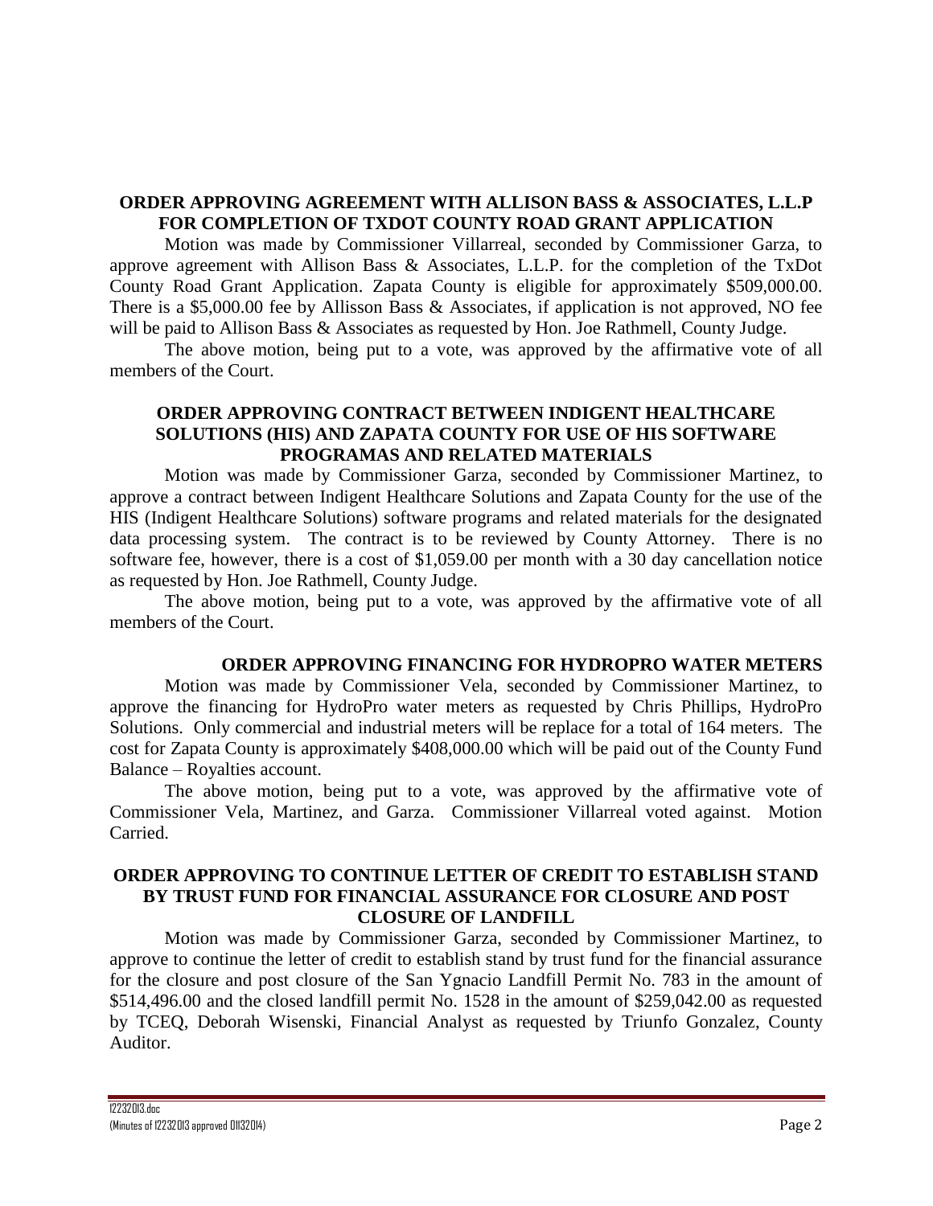**ORDER APPROVING AGREEMENT WITH ALLISON BASS & ASSOCIATES, L.L.P FOR COMPLETION OF TXDOT COUNTY ROAD GRANT APPLICATION**

Motion was made by Commissioner Villarreal, seconded by Commissioner Garza, to approve agreement with Allison Bass & Associates, L.L.P. for the completion of the TxDot County Road Grant Application. Zapata County is eligible for approximately $509,000.00. There is a $5,000.00 fee by Allisson Bass & Associates, if application is not approved, NO fee will be paid to Allison Bass & Associates as requested by Hon. Joe Rathmell, County Judge.

The above motion, being put to a vote, was approved by the affirmative vote of all members of the Court.

**ORDER APPROVING CONTRACT BETWEEN INDIGENT HEALTHCARE SOLUTIONS (HIS) AND ZAPATA COUNTY FOR USE OF HIS SOFTWARE PROGRAMAS AND RELATED MATERIALS**

Motion was made by Commissioner Garza, seconded by Commissioner Martinez, to approve a contract between Indigent Healthcare Solutions and Zapata County for the use of the HIS (Indigent Healthcare Solutions) software programs and related materials for the designated data processing system. The contract is to be reviewed by County Attorney. There is no software fee, however, there is a cost of $1,059.00 per month with a 30 day cancellation notice as requested by Hon. Joe Rathmell, County Judge.

The above motion, being put to a vote, was approved by the affirmative vote of all members of the Court.

**ORDER APPROVING FINANCING FOR HYDROPRO WATER METERS**

Motion was made by Commissioner Vela, seconded by Commissioner Martinez, to approve the financing for HydroPro water meters as requested by Chris Phillips, HydroPro Solutions. Only commercial and industrial meters will be replace for a total of 164 meters. The cost for Zapata County is approximately $408,000.00 which will be paid out of the County Fund Balance – Royalties account.

The above motion, being put to a vote, was approved by the affirmative vote of Commissioner Vela, Martinez, and Garza. Commissioner Villarreal voted against. Motion Carried.

**ORDER APPROVING TO CONTINUE LETTER OF CREDIT TO ESTABLISH STAND BY TRUST FUND FOR FINANCIAL ASSURANCE FOR CLOSURE AND POST CLOSURE OF LANDFILL**

Motion was made by Commissioner Garza, seconded by Commissioner Martinez, to approve to continue the letter of credit to establish stand by trust fund for the financial assurance for the closure and post closure of the San Ygnacio Landfill Permit No. 783 in the amount of $514,496.00 and the closed landfill permit No. 1528 in the amount of $259,042.00 as requested by TCEQ, Deborah Wisenski, Financial Analyst as requested by Triunfo Gonzalez, County Auditor.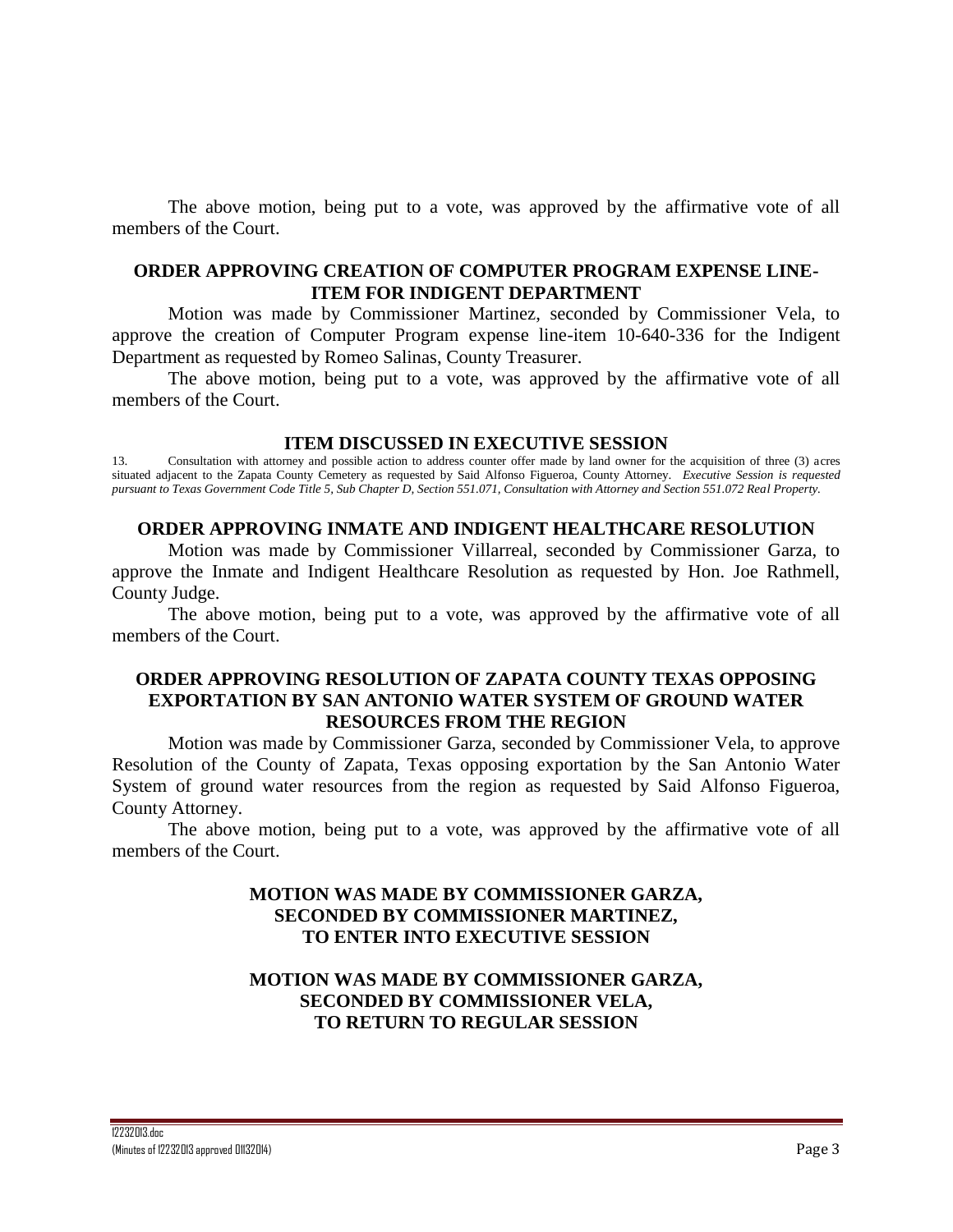The above motion, being put to a vote, was approved by the affirmative vote of all members of the Court.

## ORDER APPROVING CREATION OF COMPUTER PROGRAM EXPENSE LINE-ITEM FOR INDIGENT DEPARTMENT

Motion was made by Commissioner Martinez, seconded by Commissioner Vela, to approve the creation of Computer Program expense line-item 10-640-336 for the Indigent Department as requested by Romeo Salinas, County Treasurer.

The above motion, being put to a vote, was approved by the affirmative vote of all members of the Court.

## ITEM DISCUSSED IN EXECUTIVE SESSION

13. Consultation with attorney and possible action to address counter offer made by land owner for the acquisition of three (3) acres situated adjacent to the Zapata County Cemetery as requested by Said Alfonso Figueroa, County Attorney. *Executive Session is requested pursuant to Texas Government Code Title 5, Sub Chapter D, Section 551.071, Consultation with Attorney and Section 551.072 Real Property.*

## ORDER APPROVING INMATE AND INDIGENT HEALTHCARE RESOLUTION

Motion was made by Commissioner Villarreal, seconded by Commissioner Garza, to approve the Inmate and Indigent Healthcare Resolution as requested by Hon. Joe Rathmell, County Judge.

The above motion, being put to a vote, was approved by the affirmative vote of all members of the Court.

## ORDER APPROVING RESOLUTION OF ZAPATA COUNTY TEXAS OPPOSING EXPORTATION BY SAN ANTONIO WATER SYSTEM OF GROUND WATER RESOURCES FROM THE REGION

Motion was made by Commissioner Garza, seconded by Commissioner Vela, to approve Resolution of the County of Zapata, Texas opposing exportation by the San Antonio Water System of ground water resources from the region as requested by Said Alfonso Figueroa, County Attorney.

The above motion, being put to a vote, was approved by the affirmative vote of all members of the Court.

**MOTION WAS MADE BY COMMISSIONER GARZA, SECONDED BY COMMISSIONER MARTINEZ, TO ENTER INTO EXECUTIVE SESSION**

**MOTION WAS MADE BY COMMISSIONER GARZA, SECONDED BY COMMISSIONER VELA, TO RETURN TO REGULAR SESSION**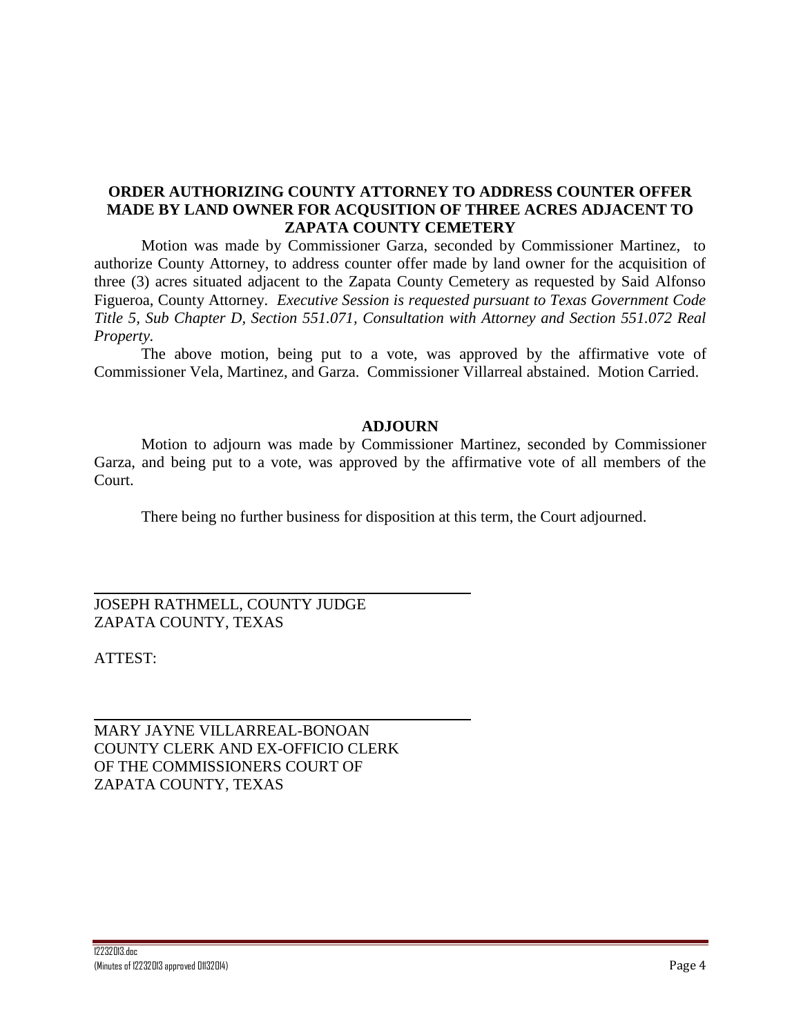**ORDER AUTHORIZING COUNTY ATTORNEY TO ADDRESS COUNTER OFFER MADE BY LAND OWNER FOR ACQUSITION OF THREE ACRES ADJACENT TO ZAPATA COUNTY CEMETERY**

Motion was made by Commissioner Garza, seconded by Commissioner Martinez, to authorize County Attorney, to address counter offer made by land owner for the acquisition of three (3) acres situated adjacent to the Zapata County Cemetery as requested by Said Alfonso Figueroa, County Attorney. *Executive Session is requested pursuant to Texas Government Code Title 5, Sub Chapter D, Section 551.071, Consultation with Attorney and Section 551.072 Real Property.*

The above motion, being put to a vote, was approved by the affirmative vote of Commissioner Vela, Martinez, and Garza. Commissioner Villarreal abstained. Motion Carried.

**ADJOURN**

Motion to adjourn was made by Commissioner Martinez, seconded by Commissioner Garza, and being put to a vote, was approved by the affirmative vote of all members of the Court.

There being no further business for disposition at this term, the Court adjourned.

JOSEPH RATHMELL, COUNTY JUDGE
ZAPATA COUNTY, TEXAS

ATTEST:

MARY JAYNE VILLARREAL-BONOAN
COUNTY CLERK AND EX-OFFICIO CLERK
OF THE COMMISSIONERS COURT OF
ZAPATA COUNTY, TEXAS

12232013.doc
(Minutes of 12232013 approved 01132014)